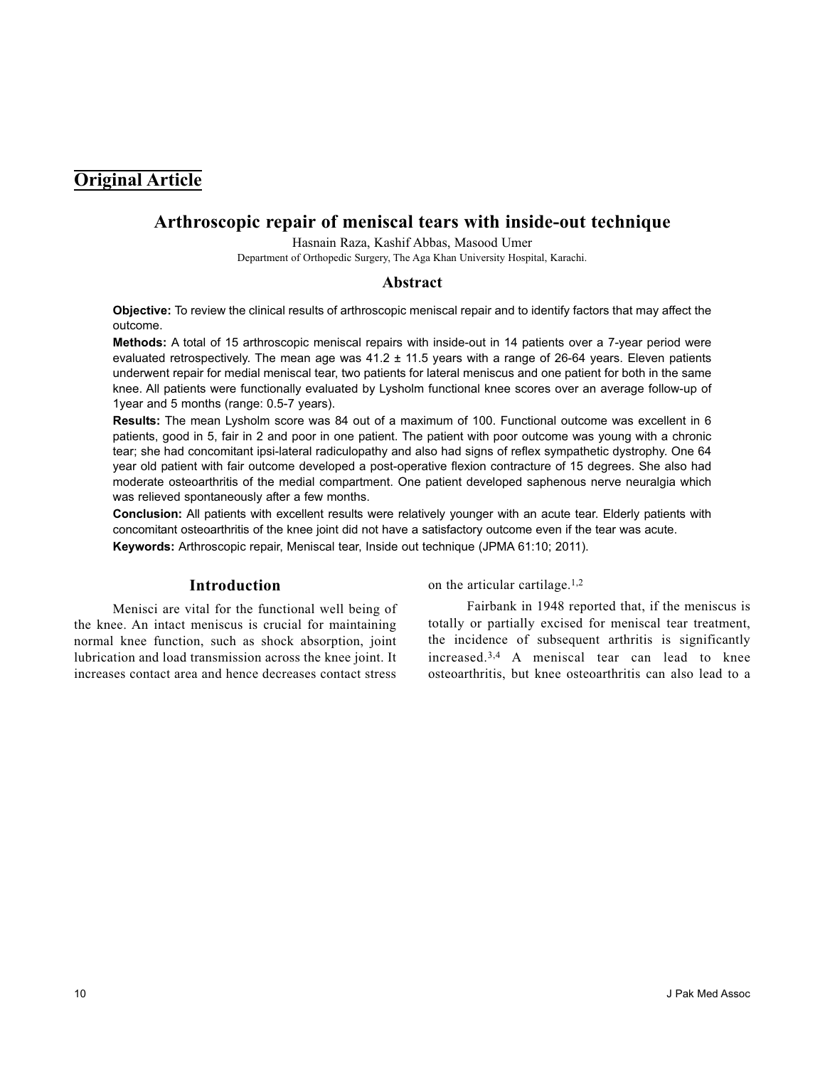## Original Article

# Arthroscopic repair of meniscal tears with inside-out technique

Hasnain Raza, Kashif Abbas, Masood Umer

Department of Orthopedic Surgery, The Aga Khan University Hospital, Karachi.

## Abstract

**Objective:** To review the clinical results of arthroscopic meniscal repair and to identify factors that may affect the outcome.

**Methods:** A total of 15 arthroscopic meniscal repairs with inside-out in 14 patients over a 7-year period were evaluated retrospectively. The mean age was 41.2 ± 11.5 years with a range of 26-64 years. Eleven patients underwent repair for medial meniscal tear, two patients for lateral meniscus and one patient for both in the same knee. All patients were functionally evaluated by Lysholm functional knee scores over an average follow-up of 1year and 5 months (range: 0.5-7 years).

**Results:** The mean Lysholm score was 84 out of a maximum of 100. Functional outcome was excellent in 6 patients, good in 5, fair in 2 and poor in one patient. The patient with poor outcome was young with a chronic tear; she had concomitant ipsi-lateral radiculopathy and also had signs of reflex sympathetic dystrophy. One 64 year old patient with fair outcome developed a post-operative flexion contracture of 15 degrees. She also had moderate osteoarthritis of the medial compartment. One patient developed saphenous nerve neuralgia which was relieved spontaneously after a few months.

**Conclusion:** All patients with excellent results were relatively younger with an acute tear. Elderly patients with concomitant osteoarthritis of the knee joint did not have a satisfactory outcome even if the tear was acute.

**Keywords:** Arthroscopic repair, Meniscal tear, Inside out technique (JPMA 61:10; 2011).

## Introduction

Menisci are vital for the functional well being of the knee. An intact meniscus is crucial for maintaining normal knee function, such as shock absorption, joint lubrication and load transmission across the knee joint. It increases contact area and hence decreases contact stress on the articular cartilage.[1,2]

Fairbank in 1948 reported that, if the meniscus is totally or partially excised for meniscal tear treatment, the incidence of subsequent arthritis is significantly increased.[3,4] A meniscal tear can lead to knee osteoarthritis, but knee osteoarthritis can also lead to a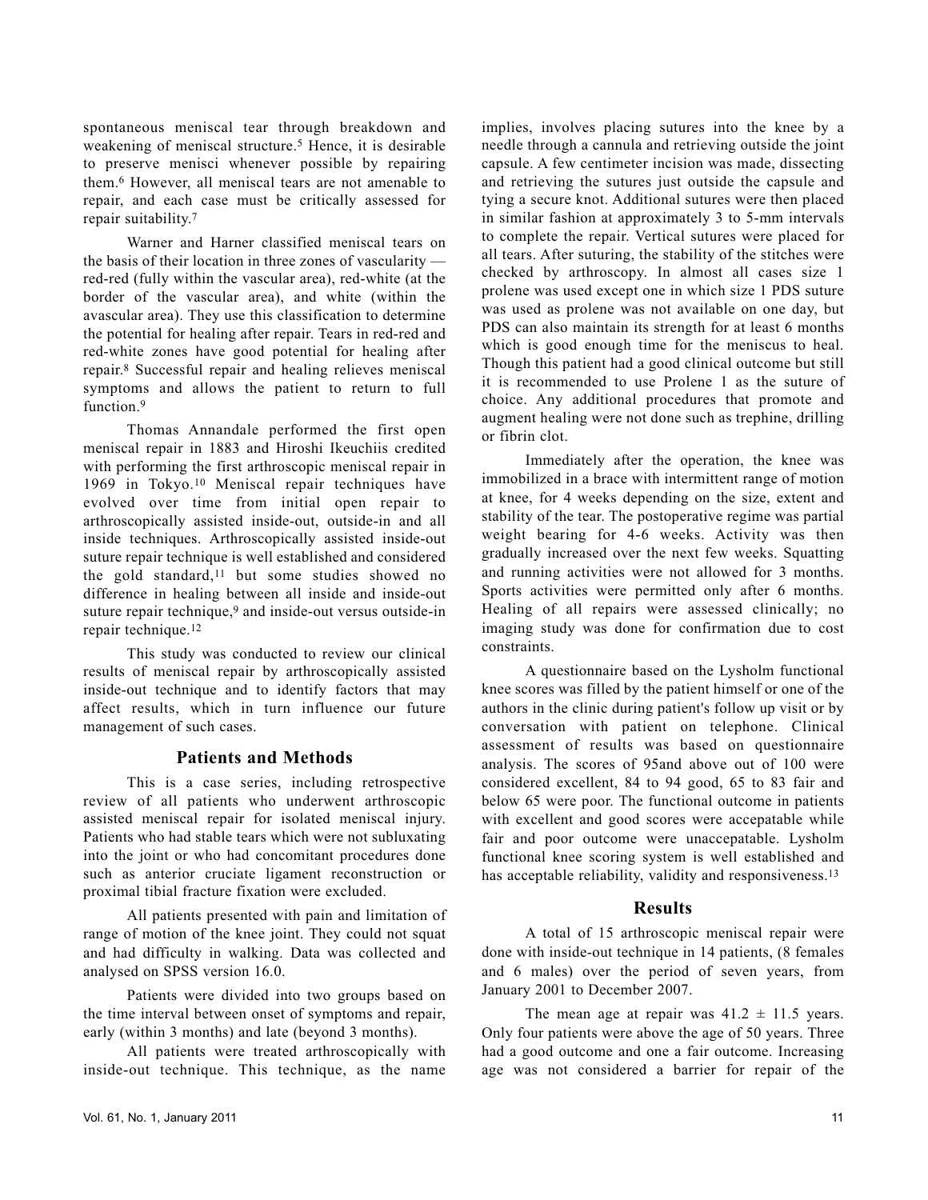spontaneous meniscal tear through breakdown and weakening of meniscal structure.[5] Hence, it is desirable to preserve menisci whenever possible by repairing them.[6] However, all meniscal tears are not amenable to repair, and each case must be critically assessed for repair suitability.[7]

Warner and Harner classified meniscal tears on the basis of their location in three zones of vascularity — red-red (fully within the vascular area), red-white (at the border of the vascular area), and white (within the avascular area). They use this classification to determine the potential for healing after repair. Tears in red-red and red-white zones have good potential for healing after repair.[8] Successful repair and healing relieves meniscal symptoms and allows the patient to return to full function.[9]

Thomas Annandale performed the first open meniscal repair in 1883 and Hiroshi Ikeuchiis credited with performing the first arthroscopic meniscal repair in 1969 in Tokyo.[10] Meniscal repair techniques have evolved over time from initial open repair to arthroscopically assisted inside-out, outside-in and all inside techniques. Arthroscopically assisted inside-out suture repair technique is well established and considered the gold standard,[11] but some studies showed no difference in healing between all inside and inside-out suture repair technique,[9] and inside-out versus outside-in repair technique.[12]

This study was conducted to review our clinical results of meniscal repair by arthroscopically assisted inside-out technique and to identify factors that may affect results, which in turn influence our future management of such cases.

## Patients and Methods

This is a case series, including retrospective review of all patients who underwent arthroscopic assisted meniscal repair for isolated meniscal injury. Patients who had stable tears which were not subluxating into the joint or who had concomitant procedures done such as anterior cruciate ligament reconstruction or proximal tibial fracture fixation were excluded.

All patients presented with pain and limitation of range of motion of the knee joint. They could not squat and had difficulty in walking. Data was collected and analysed on SPSS version 16.0.

Patients were divided into two groups based on the time interval between onset of symptoms and repair, early (within 3 months) and late (beyond 3 months).

All patients were treated arthroscopically with inside-out technique. This technique, as the name implies, involves placing sutures into the knee by a needle through a cannula and retrieving outside the joint capsule. A few centimeter incision was made, dissecting and retrieving the sutures just outside the capsule and tying a secure knot. Additional sutures were then placed in similar fashion at approximately 3 to 5-mm intervals to complete the repair. Vertical sutures were placed for all tears. After suturing, the stability of the stitches were checked by arthroscopy. In almost all cases size 1 prolene was used except one in which size 1 PDS suture was used as prolene was not available on one day, but PDS can also maintain its strength for at least 6 months which is good enough time for the meniscus to heal. Though this patient had a good clinical outcome but still it is recommended to use Prolene 1 as the suture of choice. Any additional procedures that promote and augment healing were not done such as trephine, drilling or fibrin clot.

Immediately after the operation, the knee was immobilized in a brace with intermittent range of motion at knee, for 4 weeks depending on the size, extent and stability of the tear. The postoperative regime was partial weight bearing for 4-6 weeks. Activity was then gradually increased over the next few weeks. Squatting and running activities were not allowed for 3 months. Sports activities were permitted only after 6 months. Healing of all repairs were assessed clinically; no imaging study was done for confirmation due to cost constraints.

A questionnaire based on the Lysholm functional knee scores was filled by the patient himself or one of the authors in the clinic during patient's follow up visit or by conversation with patient on telephone. Clinical assessment of results was based on questionnaire analysis. The scores of 95and above out of 100 were considered excellent, 84 to 94 good, 65 to 83 fair and below 65 were poor. The functional outcome in patients with excellent and good scores were accepatable while fair and poor outcome were unaccepatable. Lysholm functional knee scoring system is well established and has acceptable reliability, validity and responsiveness.[13]

## Results

A total of 15 arthroscopic meniscal repair were done with inside-out technique in 14 patients, (8 females and 6 males) over the period of seven years, from January 2001 to December 2007.

The mean age at repair was $41.2 \pm 11.5$ years. Only four patients were above the age of 50 years. Three had a good outcome and one a fair outcome. Increasing age was not considered a barrier for repair of the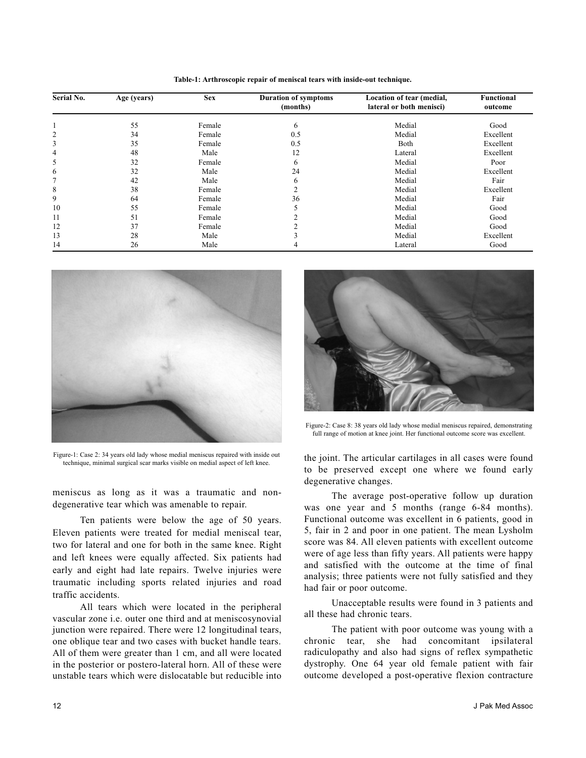**Table-1: Arthroscopic repair of meniscal tears with inside-out technique.**

| Serial No. | Age (years) | Sex | Duration of symptoms (months) | Location of tear (medial, lateral or both menisci) | Functional outcome |
|---|---|---|---|---|---|
| 1 | 55 | Female | 6 | Medial | Good |
| 2 | 34 | Female | 0.5 | Medial | Excellent |
| 3 | 35 | Female | 0.5 | Both | Excellent |
| 4 | 48 | Male | 12 | Lateral | Excellent |
| 5 | 32 | Female | 6 | Medial | Poor |
| 6 | 32 | Male | 24 | Medial | Excellent |
| 7 | 42 | Male | 6 | Medial | Fair |
| 8 | 38 | Female | 2 | Medial | Excellent |
| 9 | 64 | Female | 36 | Medial | Fair |
| 10 | 55 | Female | 5 | Medial | Good |
| 11 | 51 | Female | 2 | Medial | Good |
| 12 | 37 | Female | 2 | Medial | Good |
| 13 | 28 | Male | 3 | Medial | Excellent |
| 14 | 26 | Male | 4 | Lateral | Good |

Figure-1: Case 2: 34 years old lady whose medial meniscus repaired with inside out technique, minimal surgical scar marks visible on medial aspect of left knee.

Figure-2: Case 8: 38 years old lady whose medial meniscus repaired, demonstrating full range of motion at knee joint. Her functional outcome score was excellent.

meniscus as long as it was a traumatic and non-degenerative tear which was amenable to repair.

Ten patients were below the age of 50 years. Eleven patients were treated for medial meniscal tear, two for lateral and one for both in the same knee. Right and left knees were equally affected. Six patients had early and eight had late repairs. Twelve injuries were traumatic including sports related injuries and road traffic accidents.

All tears which were located in the peripheral vascular zone i.e. outer one third and at meniscosynovial junction were repaired. There were 12 longitudinal tears, one oblique tear and two cases with bucket handle tears. All of them were greater than 1 cm, and all were located in the posterior or postero-lateral horn. All of these were unstable tears which were dislocatable but reducible into the joint. The articular cartilages in all cases were found to be preserved except one where we found early degenerative changes.

The average post-operative follow up duration was one year and 5 months (range 6-84 months). Functional outcome was excellent in 6 patients, good in 5, fair in 2 and poor in one patient. The mean Lysholm score was 84. All eleven patients with excellent outcome were of age less than fifty years. All patients were happy and satisfied with the outcome at the time of final analysis; three patients were not fully satisfied and they had fair or poor outcome.

Unacceptable results were found in 3 patients and all these had chronic tears.

The patient with poor outcome was young with a chronic tear, she had concomitant ipsilateral radiculopathy and also had signs of reflex sympathetic dystrophy. One 64 year old female patient with fair outcome developed a post-operative flexion contracture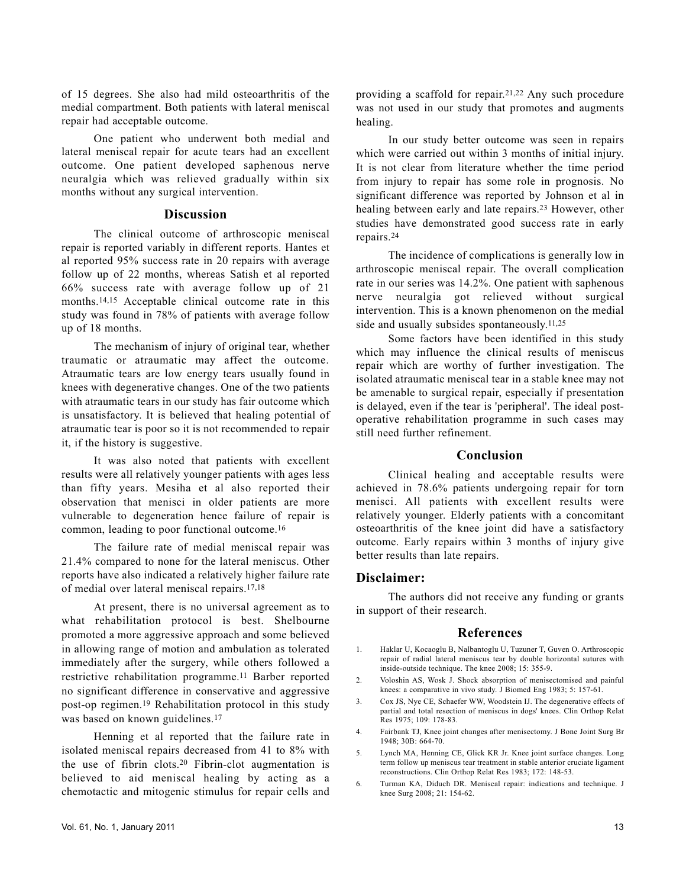of 15 degrees. She also had mild osteoarthritis of the medial compartment. Both patients with lateral meniscal repair had acceptable outcome.

One patient who underwent both medial and lateral meniscal repair for acute tears had an excellent outcome. One patient developed saphenous nerve neuralgia which was relieved gradually within six months without any surgical intervention.

## Discussion

The clinical outcome of arthroscopic meniscal repair is reported variably in different reports. Hantes et al reported 95% success rate in 20 repairs with average follow up of 22 months, whereas Satish et al reported 66% success rate with average follow up of 21 months.[14,15] Acceptable clinical outcome rate in this study was found in 78% of patients with average follow up of 18 months.

The mechanism of injury of original tear, whether traumatic or atraumatic may affect the outcome. Atraumatic tears are low energy tears usually found in knees with degenerative changes. One of the two patients with atraumatic tears in our study has fair outcome which is unsatisfactory. It is believed that healing potential of atraumatic tear is poor so it is not recommended to repair it, if the history is suggestive.

It was also noted that patients with excellent results were all relatively younger patients with ages less than fifty years. Mesiha et al also reported their observation that menisci in older patients are more vulnerable to degeneration hence failure of repair is common, leading to poor functional outcome.[16]

The failure rate of medial meniscal repair was 21.4% compared to none for the lateral meniscus. Other reports have also indicated a relatively higher failure rate of medial over lateral meniscal repairs.[17,18]

At present, there is no universal agreement as to what rehabilitation protocol is best. Shelbourne promoted a more aggressive approach and some believed in allowing range of motion and ambulation as tolerated immediately after the surgery, while others followed a restrictive rehabilitation programme.[11] Barber reported no significant difference in conservative and aggressive post-op regimen.[19] Rehabilitation protocol in this study was based on known guidelines.[17]

Henning et al reported that the failure rate in isolated meniscal repairs decreased from 41 to 8% with the use of fibrin clots.[20] Fibrin-clot augmentation is believed to aid meniscal healing by acting as a chemotactic and mitogenic stimulus for repair cells and providing a scaffold for repair.[21,22] Any such procedure was not used in our study that promotes and augments healing.

In our study better outcome was seen in repairs which were carried out within 3 months of initial injury. It is not clear from literature whether the time period from injury to repair has some role in prognosis. No significant difference was reported by Johnson et al in healing between early and late repairs.[23] However, other studies have demonstrated good success rate in early repairs.[24]

The incidence of complications is generally low in arthroscopic meniscal repair. The overall complication rate in our series was 14.2%. One patient with saphenous nerve neuralgia got relieved without surgical intervention. This is a known phenomenon on the medial side and usually subsides spontaneously.[11,25]

Some factors have been identified in this study which may influence the clinical results of meniscus repair which are worthy of further investigation. The isolated atraumatic meniscal tear in a stable knee may not be amenable to surgical repair, especially if presentation is delayed, even if the tear is 'peripheral'. The ideal post-operative rehabilitation programme in such cases may still need further refinement.

## Conclusion

Clinical healing and acceptable results were achieved in 78.6% patients undergoing repair for torn menisci. All patients with excellent results were relatively younger. Elderly patients with a concomitant osteoarthritis of the knee joint did have a satisfactory outcome. Early repairs within 3 months of injury give better results than late repairs.

## Disclaimer:

The authors did not receive any funding or grants in support of their research.

## References

1. Haklar U, Kocaoglu B, Nalbantoglu U, Tuzuner T, Guven O. Arthroscopic repair of radial lateral meniscus tear by double horizontal sutures with inside-outside technique. The knee 2008; 15: 355-9.
2. Voloshin AS, Wosk J. Shock absorption of menisectomised and painful knees: a comparative in vivo study. J Biomed Eng 1983; 5: 157-61.
3. Cox JS, Nye CE, Schaefer WW, Woodstein IJ. The degenerative effects of partial and total resection of meniscus in dogs' knees. Clin Orthop Relat Res 1975; 109: 178-83.
4. Fairbank TJ, Knee joint changes after menisectomy. J Bone Joint Surg Br 1948; 30B: 664-70.
5. Lynch MA, Henning CE, Glick KR Jr. Knee joint surface changes. Long term follow up meniscus tear treatment in stable anterior cruciate ligament reconstructions. Clin Orthop Relat Res 1983; 172: 148-53.
6. Turman KA, Diduch DR. Meniscal repair: indications and technique. J knee Surg 2008; 21: 154-62.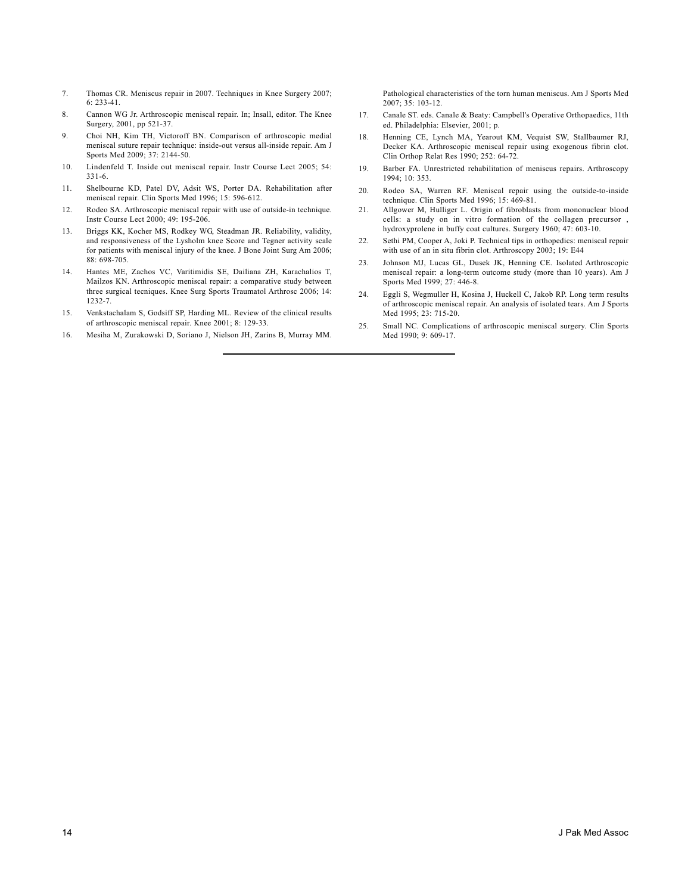7. Thomas CR. Meniscus repair in 2007. Techniques in Knee Surgery 2007; 6: 233-41.
8. Cannon WG Jr. Arthroscopic meniscal repair. In; Insall, editor. The Knee Surgery, 2001, pp 521-37.
9. Choi NH, Kim TH, Victoroff BN. Comparison of arthroscopic medial meniscal suture repair technique: inside-out versus all-inside repair. Am J Sports Med 2009; 37: 2144-50.
10. Lindenfeld T. Inside out meniscal repair. Instr Course Lect 2005; 54: 331-6.
11. Shelbourne KD, Patel DV, Adsit WS, Porter DA. Rehabilitation after meniscal repair. Clin Sports Med 1996; 15: 596-612.
12. Rodeo SA. Arthroscopic meniscal repair with use of outside-in technique. Instr Course Lect 2000; 49: 195-206.
13. Briggs KK, Kocher MS, Rodkey WG, Steadman JR. Reliability, validity, and responsiveness of the Lysholm knee Score and Tegner activity scale for patients with meniscal injury of the knee. J Bone Joint Surg Am 2006; 88: 698-705.
14. Hantes ME, Zachos VC, Varitimidis SE, Dailiana ZH, Karachalios T, Mailzos KN. Arthroscopic meniscal repair: a comparative study between three surgical tecniques. Knee Surg Sports Traumatol Arthrosc 2006; 14: 1232-7.
15. Venkstachalam S, Godsiff SP, Harding ML. Review of the clinical results of arthroscopic meniscal repair. Knee 2001; 8: 129-33.
16. Mesiha M, Zurakowski D, Soriano J, Nielson JH, Zarins B, Murray MM. Pathological characteristics of the torn human meniscus. Am J Sports Med 2007; 35: 103-12.
17. Canale ST. eds. Canale & Beaty: Campbell's Operative Orthopaedics, 11th ed. Philadelphia: Elsevier, 2001; p.
18. Henning CE, Lynch MA, Yearout KM, Vequist SW, Stallbaumer RJ, Decker KA. Arthroscopic meniscal repair using exogenous fibrin clot. Clin Orthop Relat Res 1990; 252: 64-72.
19. Barber FA. Unrestricted rehabilitation of meniscus repairs. Arthroscopy 1994; 10: 353.
20. Rodeo SA, Warren RF. Meniscal repair using the outside-to-inside technique. Clin Sports Med 1996; 15: 469-81.
21. Allgower M, Hulliger L. Origin of fibroblasts from mononuclear blood cells: a study on in vitro formation of the collagen precursor , hydroxyprolene in buffy coat cultures. Surgery 1960; 47: 603-10.
22. Sethi PM, Cooper A, Joki P. Technical tips in orthopedics: meniscal repair with use of an in situ fibrin clot. Arthroscopy 2003; 19: E44
23. Johnson MJ, Lucas GL, Dusek JK, Henning CE. Isolated Arthroscopic meniscal repair: a long-term outcome study (more than 10 years). Am J Sports Med 1999; 27: 446-8.
24. Eggli S, Wegmuller H, Kosina J, Huckell C, Jakob RP. Long term results of arthroscopic meniscal repair. An analysis of isolated tears. Am J Sports Med 1995; 23: 715-20.
25. Small NC. Complications of arthroscopic meniscal surgery. Clin Sports Med 1990; 9: 609-17.